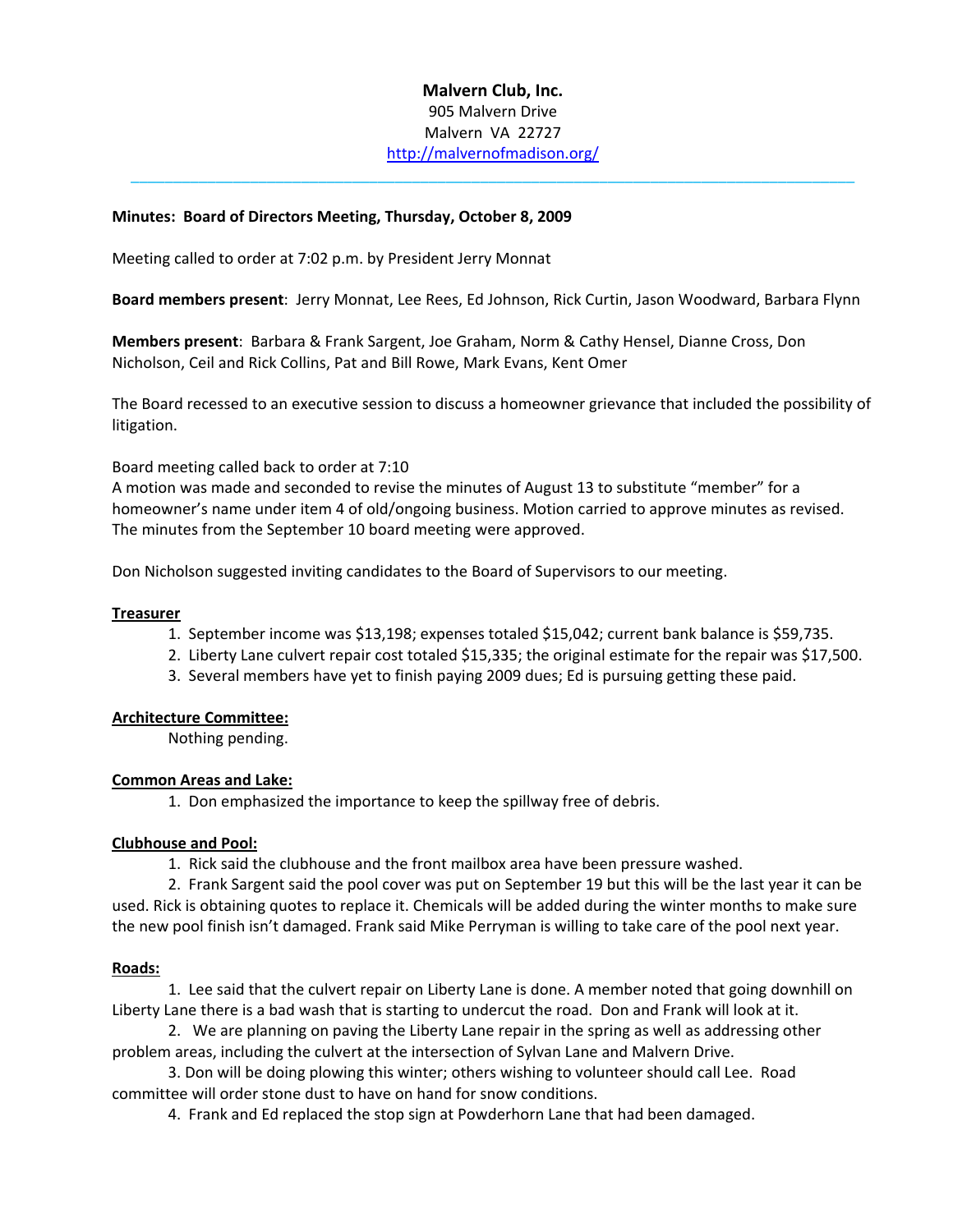**Malvern Club, Inc.**
905 Malvern Drive
Malvern VA 22727
http://malvernofmadison.org/

---

**Minutes: Board of Directors Meeting, Thursday, October 8, 2009**

Meeting called to order at 7:02 p.m. by President Jerry Monnat

**Board members present**: Jerry Monnat, Lee Rees, Ed Johnson, Rick Curtin, Jason Woodward, Barbara Flynn

**Members present**: Barbara & Frank Sargent, Joe Graham, Norm & Cathy Hensel, Dianne Cross, Don Nicholson, Ceil and Rick Collins, Pat and Bill Rowe, Mark Evans, Kent Omer

The Board recessed to an executive session to discuss a homeowner grievance that included the possibility of litigation.

Board meeting called back to order at 7:10
A motion was made and seconded to revise the minutes of August 13 to substitute "member" for a homeowner's name under item 4 of old/ongoing business. Motion carried to approve minutes as revised. The minutes from the September 10 board meeting were approved.

Don Nicholson suggested inviting candidates to the Board of Supervisors to our meeting.

**Treasurer**

1. September income was $13,198; expenses totaled $15,042; current bank balance is $59,735.
2. Liberty Lane culvert repair cost totaled $15,335; the original estimate for the repair was $17,500.
3. Several members have yet to finish paying 2009 dues; Ed is pursuing getting these paid.

**Architecture Committee:**

Nothing pending.

**Common Areas and Lake:**

1. Don emphasized the importance to keep the spillway free of debris.

**Clubhouse and Pool:**

1. Rick said the clubhouse and the front mailbox area have been pressure washed.
2. Frank Sargent said the pool cover was put on September 19 but this will be the last year it can be used. Rick is obtaining quotes to replace it. Chemicals will be added during the winter months to make sure the new pool finish isn't damaged. Frank said Mike Perryman is willing to take care of the pool next year.

**Roads:**

1. Lee said that the culvert repair on Liberty Lane is done. A member noted that going downhill on Liberty Lane there is a bad wash that is starting to undercut the road. Don and Frank will look at it.
2. We are planning on paving the Liberty Lane repair in the spring as well as addressing other problem areas, including the culvert at the intersection of Sylvan Lane and Malvern Drive.
3. Don will be doing plowing this winter; others wishing to volunteer should call Lee. Road committee will order stone dust to have on hand for snow conditions.
4. Frank and Ed replaced the stop sign at Powderhorn Lane that had been damaged.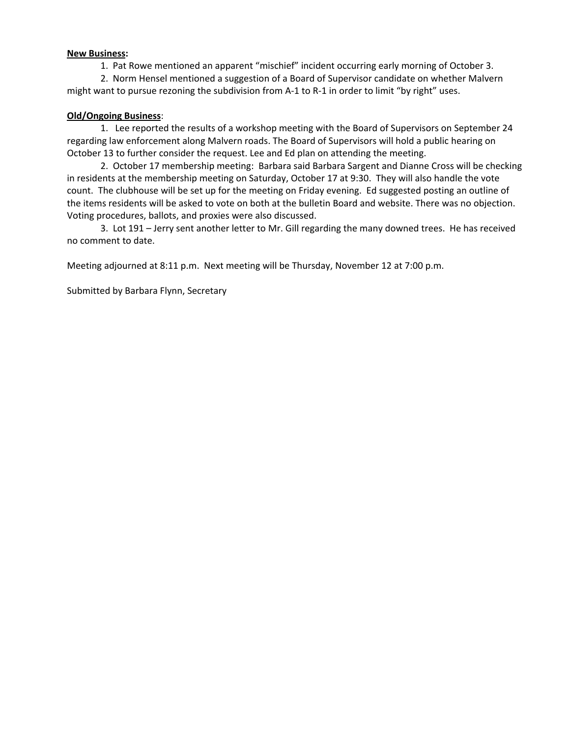**New Business:**

1. Pat Rowe mentioned an apparent “mischief” incident occurring early morning of October 3.
2. Norm Hensel mentioned a suggestion of a Board of Supervisor candidate on whether Malvern might want to pursue rezoning the subdivision from A-1 to R-1 in order to limit “by right” uses.

**Old/Ongoing Business**:

1. Lee reported the results of a workshop meeting with the Board of Supervisors on September 24 regarding law enforcement along Malvern roads. The Board of Supervisors will hold a public hearing on October 13 to further consider the request. Lee and Ed plan on attending the meeting.
2. October 17 membership meeting: Barbara said Barbara Sargent and Dianne Cross will be checking in residents at the membership meeting on Saturday, October 17 at 9:30. They will also handle the vote count. The clubhouse will be set up for the meeting on Friday evening. Ed suggested posting an outline of the items residents will be asked to vote on both at the bulletin Board and website. There was no objection. Voting procedures, ballots, and proxies were also discussed.
3. Lot 191 – Jerry sent another letter to Mr. Gill regarding the many downed trees. He has received no comment to date.

Meeting adjourned at 8:11 p.m. Next meeting will be Thursday, November 12 at 7:00 p.m.

Submitted by Barbara Flynn, Secretary